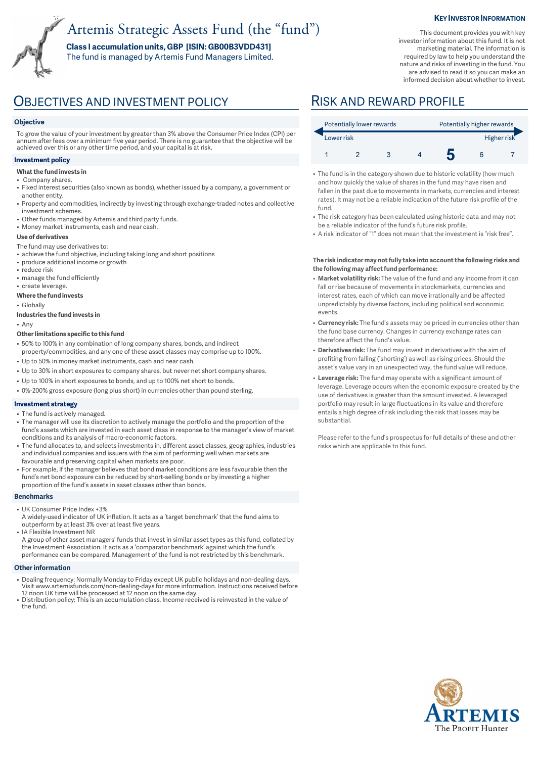# Artemis Strategic Assets Fund (the "fund")

**Class I accumulation units, GBP [ISIN: GB00B3VDD431]**

The fund is managed by Artemis Fund Managers Limited.

**KEY INVESTOR INFORMATION**

This document provides you with key investor information about this fund. It is not marketing material. The information is required by law to help you understand the nature and risks of investing in the fund. You are advised to read it so you can make an informed decision about whether to invest.

## OBJECTIVES AND INVESTMENT POLICY

### Objective

To grow the value of your investment by greater than 3% above the Consumer Price Index (CPI) per annum after fees over a minimum five year period. There is no guarantee that the objective will be achieved over this or any other time period, and your capital is at risk.

### Investment policy

**What the fund invests in**

- Company shares.
- Fixed interest securities (also known as bonds), whether issued by a company, a government or another entity.
- Property and commodities, indirectly by investing through exchange-traded notes and collective investment schemes.
- Other funds managed by Artemis and third party funds.
- Money market instruments, cash and near cash.

**Use of derivatives**

The fund may use derivatives to:

- achieve the fund objective, including taking long and short positions
- produce additional income or growth
- reduce risk
- manage the fund efficiently
- create leverage.

**Where the fund invests**

- Globally

**Industries the fund invests in**

- Any

**Other limitations specific to this fund**

- 50% to 100% in any combination of long company shares, bonds, and indirect property/commodities, and any one of these asset classes may comprise up to 100%.
- Up to 50% in money market instruments, cash and near cash.
- Up to 30% in short exposures to company shares, but never net short company shares.
- Up to 100% in short exposures to bonds, and up to 100% net short to bonds.
- 0%-200% gross exposure (long plus short) in currencies other than pound sterling.

### Investment strategy

- The fund is actively managed.
- The manager will use its discretion to actively manage the portfolio and the proportion of the fund's assets which are invested in each asset class in response to the manager's view of market conditions and its analysis of macro-economic factors.
- The fund allocates to, and selects investments in, different asset classes, geographies, industries and individual companies and issuers with the aim of performing well when markets are favourable and preserving capital when markets are poor.
- For example, if the manager believes that bond market conditions are less favourable then the fund's net bond exposure can be reduced by short-selling bonds or by investing a higher proportion of the fund's assets in asset classes other than bonds.

### Benchmarks

- UK Consumer Price Index +3%
  A widely-used indicator of UK inflation. It acts as a 'target benchmark' that the fund aims to outperform by at least 3% over at least five years.
- IA Flexible Investment NR
  A group of other asset managers' funds that invest in similar asset types as this fund, collated by the Investment Association. It acts as a 'comparator benchmark' against which the fund's performance can be compared. Management of the fund is not restricted by this benchmark.

### Other information

- Dealing frequency: Normally Monday to Friday except UK public holidays and non-dealing days. Visit www.artemisfunds.com/non-dealing-days for more information. Instructions received before 12 noon UK time will be processed at 12 noon on the same day.
- Distribution policy: This is an accumulation class. Income received is reinvested in the value of the fund.

## RISK AND REWARD PROFILE

| Potentially lower rewards | | | | | | Potentially higher rewards |
|---|---|---|---|---|---|---|
| Lower risk | | | | | | Higher risk |
| 1 | 2 | 3 | 4 | **5** | 6 | 7 |

- The fund is in the category shown due to historic volatility (how much and how quickly the value of shares in the fund may have risen and fallen in the past due to movements in markets, currencies and interest rates). It may not be a reliable indication of the future risk profile of the fund.
- The risk category has been calculated using historic data and may not be a reliable indicator of the fund's future risk profile.
- A risk indicator of "1" does not mean that the investment is "risk free".

**The risk indicator may not fully take into account the following risks and the following may affect fund performance:**

- **Market volatility risk:** The value of the fund and any income from it can fall or rise because of movements in stockmarkets, currencies and interest rates, each of which can move irrationally and be affected unpredictably by diverse factors, including political and economic events.
- **Currency risk:** The fund's assets may be priced in currencies other than the fund base currency. Changes in currency exchange rates can therefore affect the fund's value.
- **Derivatives risk:** The fund may invest in derivatives with the aim of profiting from falling ('shorting') as well as rising prices. Should the asset's value vary in an unexpected way, the fund value will reduce.
- **Leverage risk:** The fund may operate with a significant amount of leverage. Leverage occurs when the economic exposure created by the use of derivatives is greater than the amount invested. A leveraged portfolio may result in large fluctuations in its value and therefore entails a high degree of risk including the risk that losses may be substantial.

Please refer to the fund's prospectus for full details of these and other risks which are applicable to this fund.

ARTEMIS
The Profit Hunter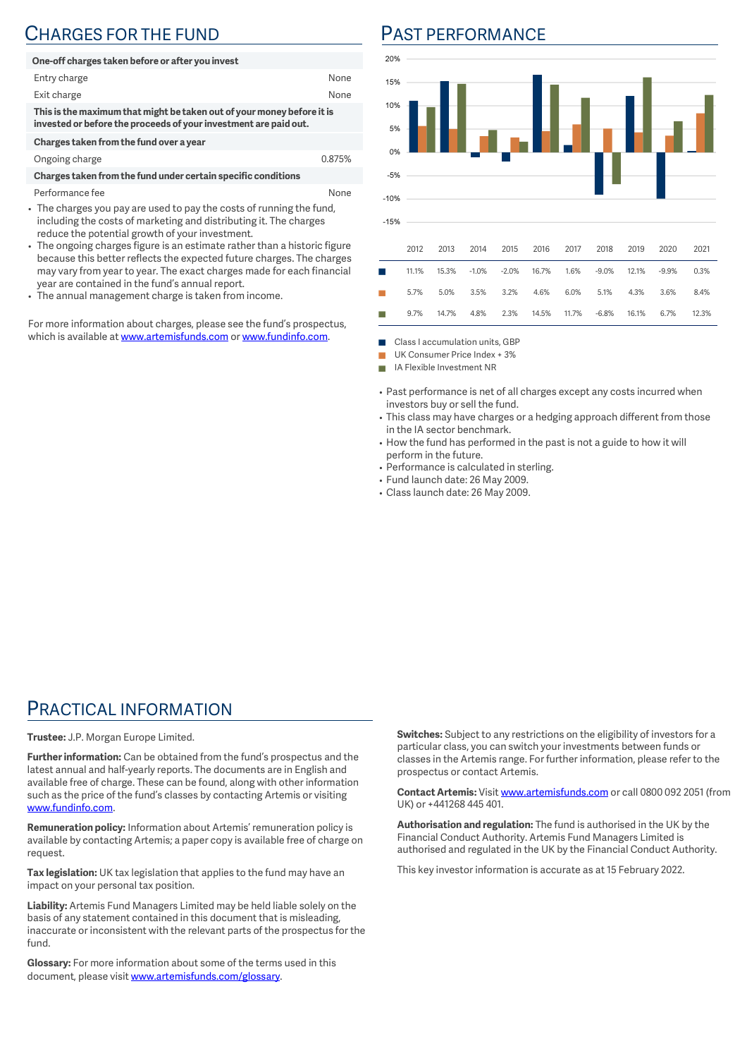## CHARGES FOR THE FUND

| One-off charges taken before or after you invest | |
|---|---|
| Entry charge | None |
| Exit charge | None |
| **This is the maximum that might be taken out of your money before it is invested or before the proceeds of your investment are paid out.** | |
| **Charges taken from the fund over a year** | |
| Ongoing charge | 0.875% |
| **Charges taken from the fund under certain specific conditions** | |
| Performance fee | None |

- The charges you pay are used to pay the costs of running the fund, including the costs of marketing and distributing it. The charges reduce the potential growth of your investment.
- The ongoing charges figure is an estimate rather than a historic figure because this better reflects the expected future charges. The charges may vary from year to year. The exact charges made for each financial year are contained in the fund's annual report.
- The annual management charge is taken from income.

For more information about charges, please see the fund's prospectus, which is available at www.artemisfunds.com or www.fundinfo.com.

## PAST PERFORMANCE

20%
15%
10%
5%
0%
-5%
-10%
-15%

2012 2013 2014 2015 2016 2017 2018 2019 2020 2021

11.1% 15.3% -1.0% -2.0% 16.7% 1.6% -9.0% 12.1% -9.9% 0.3%

5.7% 5.0% 3.5% 3.2% 4.6% 6.0% 5.1% 4.3% 3.6% 8.4%

9.7% 14.7% 4.8% 2.3% 14.5% 11.7% -6.8% 16.1% 6.7% 12.3%

Class I accumulation units, GBP
UK Consumer Price Index + 3%
IA Flexible Investment NR

- Past performance is net of all charges except any costs incurred when investors buy or sell the fund.
- This class may have charges or a hedging approach different from those in the IA sector benchmark.
- How the fund has performed in the past is not a guide to how it will perform in the future.
- Performance is calculated in sterling.
- Fund launch date: 26 May 2009.
- Class launch date: 26 May 2009.

## PRACTICAL INFORMATION

**Trustee:** J.P. Morgan Europe Limited.

**Further information:** Can be obtained from the fund's prospectus and the latest annual and half-yearly reports. The documents are in English and available free of charge. These can be found, along with other information such as the price of the fund's classes by contacting Artemis or visiting www.fundinfo.com.

**Remuneration policy:** Information about Artemis' remuneration policy is available by contacting Artemis; a paper copy is available free of charge on request.

**Tax legislation:** UK tax legislation that applies to the fund may have an impact on your personal tax position.

**Liability:** Artemis Fund Managers Limited may be held liable solely on the basis of any statement contained in this document that is misleading, inaccurate or inconsistent with the relevant parts of the prospectus for the fund.

**Glossary:** For more information about some of the terms used in this document, please visit www.artemisfunds.com/glossary.

**Switches:** Subject to any restrictions on the eligibility of investors for a particular class, you can switch your investments between funds or classes in the Artemis range. For further information, please refer to the prospectus or contact Artemis.

**Contact Artemis:** Visit www.artemisfunds.com or call 0800 092 2051 (from UK) or +441268 445 401.

**Authorisation and regulation:** The fund is authorised in the UK by the Financial Conduct Authority. Artemis Fund Managers Limited is authorised and regulated in the UK by the Financial Conduct Authority.

This key investor information is accurate as at 15 February 2022.